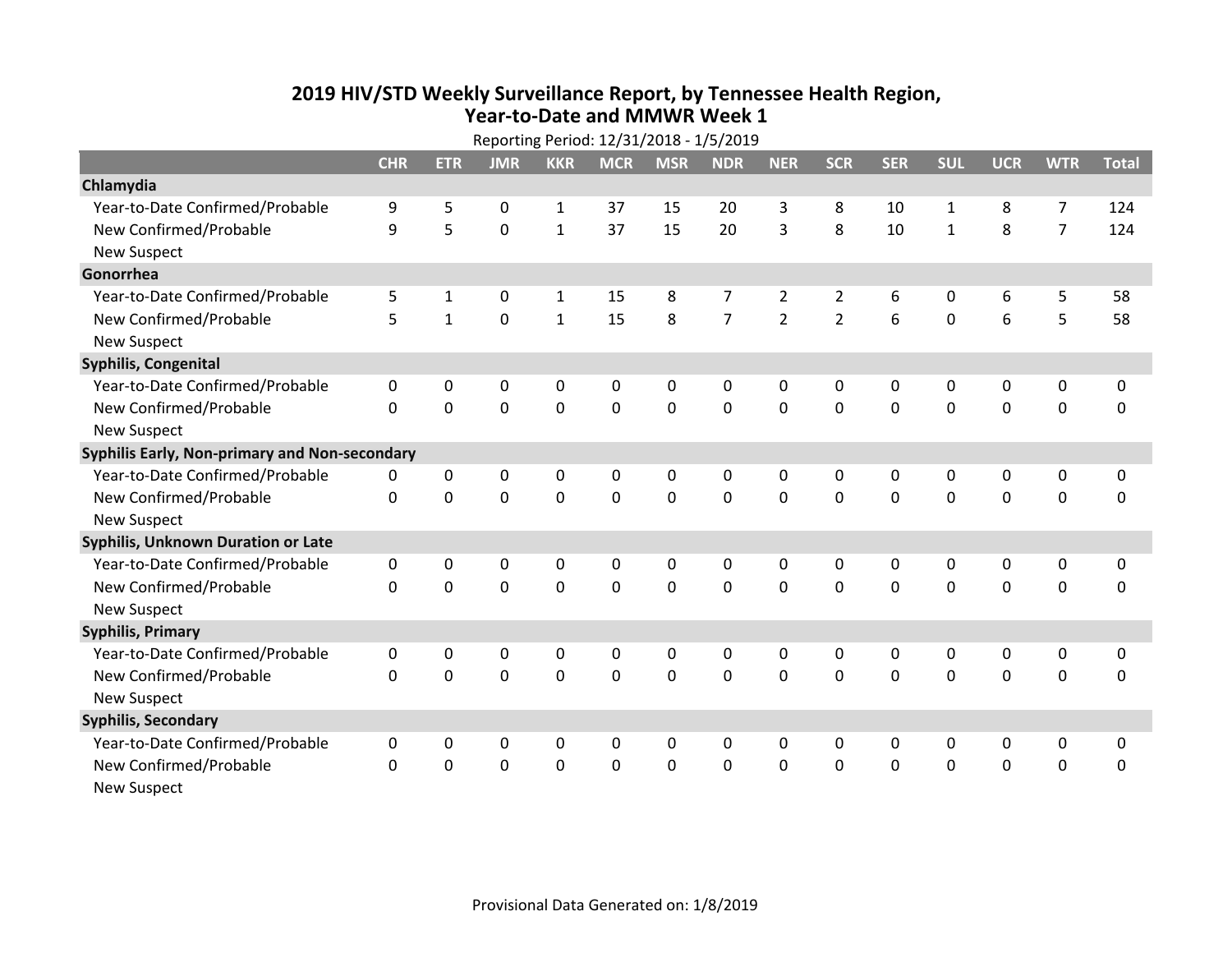# 2019 HIV/STD Weekly Surveillance Report, by Tennessee Health Region, Year-to-Date and MMWR Week 1

Reporting Period: 12/31/2018 - 1/5/2019

| | CHR | ETR | JMR | KKR | MCR | MSR | NDR | NER | SCR | SER | SUL | UCR | WTR | Total |
|---|---|---|---|---|---|---|---|---|---|---|---|---|---|---|
| **Chlamydia** | | | | | | | | | | | | | | |
| Year-to-Date Confirmed/Probable | 9 | 5 | 0 | 1 | 37 | 15 | 20 | 3 | 8 | 10 | 1 | 8 | 7 | 124 |
| New Confirmed/Probable | 9 | 5 | 0 | 1 | 37 | 15 | 20 | 3 | 8 | 10 | 1 | 8 | 7 | 124 |
| New Suspect | | | | | | | | | | | | | | |
| **Gonorrhea** | | | | | | | | | | | | | | |
| Year-to-Date Confirmed/Probable | 5 | 1 | 0 | 1 | 15 | 8 | 7 | 2 | 2 | 6 | 0 | 6 | 5 | 58 |
| New Confirmed/Probable | 5 | 1 | 0 | 1 | 15 | 8 | 7 | 2 | 2 | 6 | 0 | 6 | 5 | 58 |
| New Suspect | | | | | | | | | | | | | | |
| **Syphilis, Congenital** | | | | | | | | | | | | | | |
| Year-to-Date Confirmed/Probable | 0 | 0 | 0 | 0 | 0 | 0 | 0 | 0 | 0 | 0 | 0 | 0 | 0 | 0 |
| New Confirmed/Probable | 0 | 0 | 0 | 0 | 0 | 0 | 0 | 0 | 0 | 0 | 0 | 0 | 0 | 0 |
| New Suspect | | | | | | | | | | | | | | |
| **Syphilis Early, Non-primary and Non-secondary** | | | | | | | | | | | | | | |
| Year-to-Date Confirmed/Probable | 0 | 0 | 0 | 0 | 0 | 0 | 0 | 0 | 0 | 0 | 0 | 0 | 0 | 0 |
| New Confirmed/Probable | 0 | 0 | 0 | 0 | 0 | 0 | 0 | 0 | 0 | 0 | 0 | 0 | 0 | 0 |
| New Suspect | | | | | | | | | | | | | | |
| **Syphilis, Unknown Duration or Late** | | | | | | | | | | | | | | |
| Year-to-Date Confirmed/Probable | 0 | 0 | 0 | 0 | 0 | 0 | 0 | 0 | 0 | 0 | 0 | 0 | 0 | 0 |
| New Confirmed/Probable | 0 | 0 | 0 | 0 | 0 | 0 | 0 | 0 | 0 | 0 | 0 | 0 | 0 | 0 |
| New Suspect | | | | | | | | | | | | | | |
| **Syphilis, Primary** | | | | | | | | | | | | | | |
| Year-to-Date Confirmed/Probable | 0 | 0 | 0 | 0 | 0 | 0 | 0 | 0 | 0 | 0 | 0 | 0 | 0 | 0 |
| New Confirmed/Probable | 0 | 0 | 0 | 0 | 0 | 0 | 0 | 0 | 0 | 0 | 0 | 0 | 0 | 0 |
| New Suspect | | | | | | | | | | | | | | |
| **Syphilis, Secondary** | | | | | | | | | | | | | | |
| Year-to-Date Confirmed/Probable | 0 | 0 | 0 | 0 | 0 | 0 | 0 | 0 | 0 | 0 | 0 | 0 | 0 | 0 |
| New Confirmed/Probable | 0 | 0 | 0 | 0 | 0 | 0 | 0 | 0 | 0 | 0 | 0 | 0 | 0 | 0 |
| New Suspect | | | | | | | | | | | | | | |

Provisional Data Generated on: 1/8/2019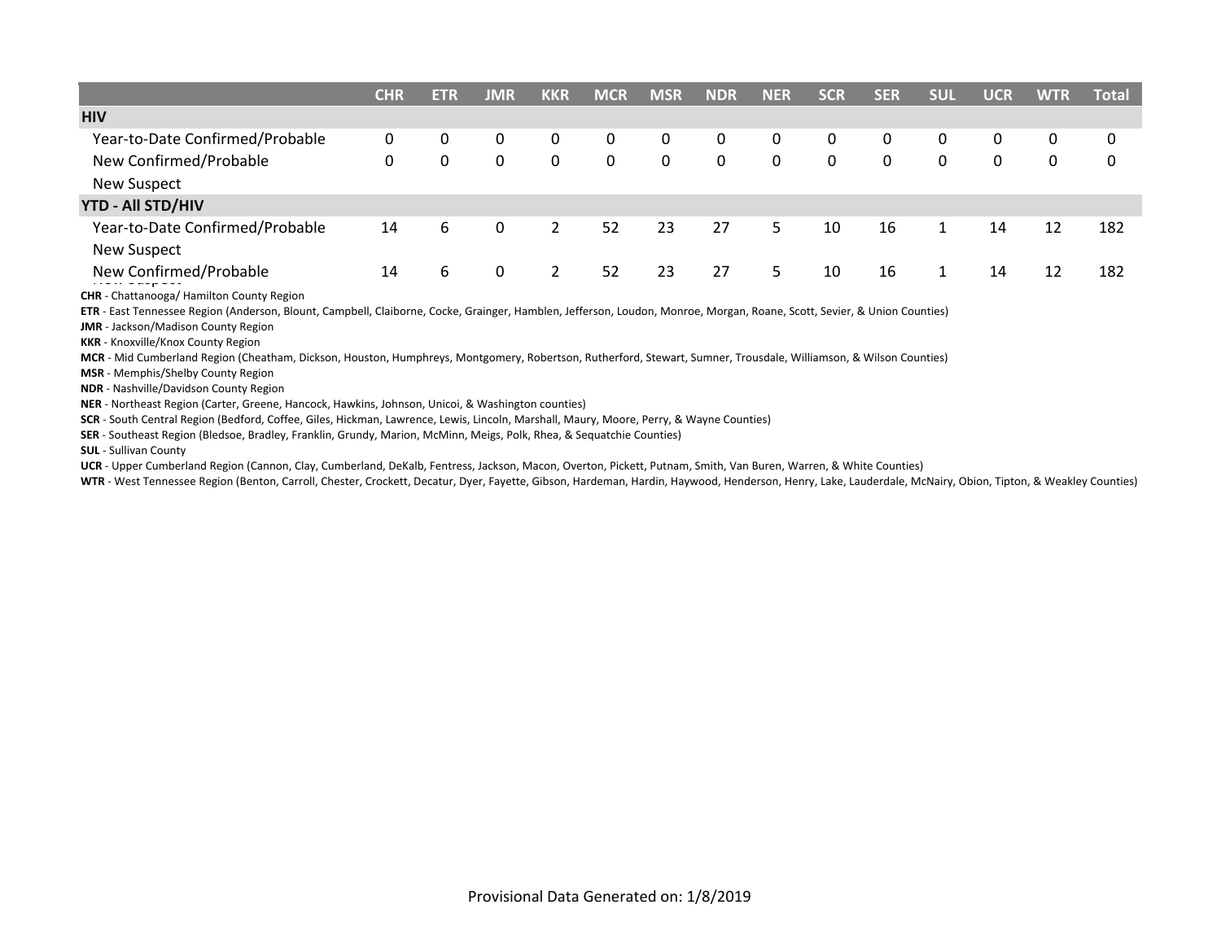| | CHR | ETR | JMR | KKR | MCR | MSR | NDR | NER | SCR | SER | SUL | UCR | WTR | Total |
|---|---|---|---|---|---|---|---|---|---|---|---|---|---|---|
| **HIV** | | | | | | | | | | | | | | |
| Year-to-Date Confirmed/Probable | 0 | 0 | 0 | 0 | 0 | 0 | 0 | 0 | 0 | 0 | 0 | 0 | 0 | 0 |
| New Confirmed/Probable | 0 | 0 | 0 | 0 | 0 | 0 | 0 | 0 | 0 | 0 | 0 | 0 | 0 | 0 |
| New Suspect | | | | | | | | | | | | | | |
| **YTD - All STD/HIV** | | | | | | | | | | | | | | |
| Year-to-Date Confirmed/Probable | 14 | 6 | 0 | 2 | 52 | 23 | 27 | 5 | 10 | 16 | 1 | 14 | 12 | 182 |
| New Suspect | | | | | | | | | | | | | | |
| New Confirmed/Probable | 14 | 6 | 0 | 2 | 52 | 23 | 27 | 5 | 10 | 16 | 1 | 14 | 12 | 182 |

**CHR** - Chattanooga/ Hamilton County Region

**ETR** - East Tennessee Region (Anderson, Blount, Campbell, Claiborne, Cocke, Grainger, Hamblen, Jefferson, Loudon, Monroe, Morgan, Roane, Scott, Sevier, & Union Counties)

**JMR** - Jackson/Madison County Region

**KKR** - Knoxville/Knox County Region

**MCR** - Mid Cumberland Region (Cheatham, Dickson, Houston, Humphreys, Montgomery, Robertson, Rutherford, Stewart, Sumner, Trousdale, Williamson, & Wilson Counties)

**MSR** - Memphis/Shelby County Region

**NDR** - Nashville/Davidson County Region

**NER** - Northeast Region (Carter, Greene, Hancock, Hawkins, Johnson, Unicoi, & Washington counties)

**SCR** - South Central Region (Bedford, Coffee, Giles, Hickman, Lawrence, Lewis, Lincoln, Marshall, Maury, Moore, Perry, & Wayne Counties)

**SER** - Southeast Region (Bledsoe, Bradley, Franklin, Grundy, Marion, McMinn, Meigs, Polk, Rhea, & Sequatchie Counties)

**SUL** - Sullivan County

**UCR** - Upper Cumberland Region (Cannon, Clay, Cumberland, DeKalb, Fentress, Jackson, Macon, Overton, Pickett, Putnam, Smith, Van Buren, Warren, & White Counties)

**WTR** - West Tennessee Region (Benton, Carroll, Chester, Crockett, Decatur, Dyer, Fayette, Gibson, Hardeman, Hardin, Haywood, Henderson, Henry, Lake, Lauderdale, McNairy, Obion, Tipton, & Weakley Counties)

Provisional Data Generated on: 1/8/2019